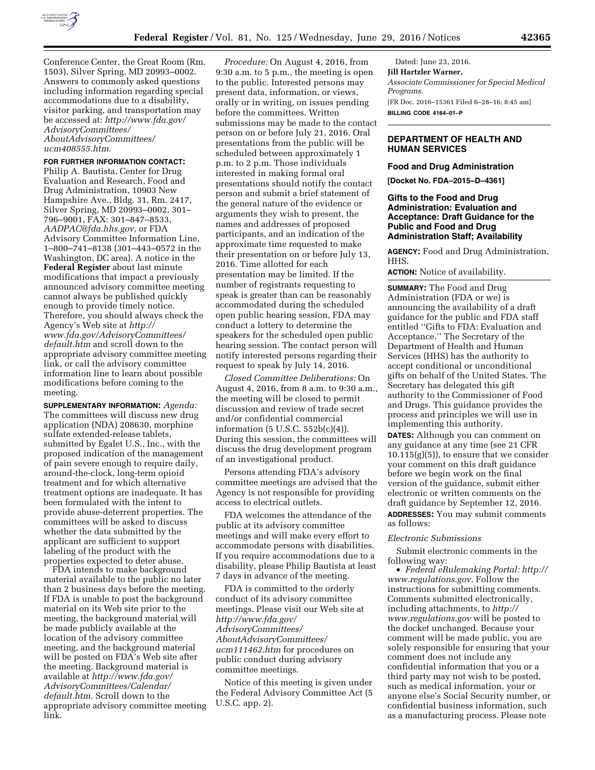Conference Center, the Great Room (Rm. 1503), Silver Spring, MD 20993–0002. Answers to commonly asked questions including information regarding special accommodations due to a disability, visitor parking, and transportation may be accessed at: *http://www.fda.gov/AdvisoryCommittees/AboutAdvisoryCommittees/ucm408555.htm.*

**FOR FURTHER INFORMATION CONTACT:** Philip A. Bautista, Center for Drug Evaluation and Research, Food and Drug Administration, 10903 New Hampshire Ave., Bldg. 31, Rm. 2417, Silver Spring, MD 20993–0002, 301–796–9001, FAX: 301–847–8533, *AADPAC@fda.hhs.gov,* or FDA Advisory Committee Information Line, 1–800–741–8138 (301–443–0572 in the Washington, DC area). A notice in the **Federal Register** about last minute modifications that impact a previously announced advisory committee meeting cannot always be published quickly enough to provide timely notice. Therefore, you should always check the Agency's Web site at *http://www.fda.gov/AdvisoryCommittees/default.htm* and scroll down to the appropriate advisory committee meeting link, or call the advisory committee information line to learn about possible modifications before coming to the meeting.

**SUPPLEMENTARY INFORMATION:** *Agenda:* The committees will discuss new drug application (NDA) 208630, morphine sulfate extended-release tablets, submitted by Egalet U.S., Inc., with the proposed indication of the management of pain severe enough to require daily, around-the-clock, long-term opioid treatment and for which alternative treatment options are inadequate. It has been formulated with the intent to provide abuse-deterrent properties. The committees will be asked to discuss whether the data submitted by the applicant are sufficient to support labeling of the product with the properties expected to deter abuse.

FDA intends to make background material available to the public no later than 2 business days before the meeting. If FDA is unable to post the background material on its Web site prior to the meeting, the background material will be made publicly available at the location of the advisory committee meeting, and the background material will be posted on FDA's Web site after the meeting. Background material is available at *http://www.fda.gov/AdvisoryCommittees/Calendar/default.htm.* Scroll down to the appropriate advisory committee meeting link.

*Procedure:* On August 4, 2016, from 9:30 a.m. to 5 p.m., the meeting is open to the public. Interested persons may present data, information, or views, orally or in writing, on issues pending before the committees. Written submissions may be made to the contact person on or before July 21, 2016. Oral presentations from the public will be scheduled between approximately 1 p.m. to 2 p.m. Those individuals interested in making formal oral presentations should notify the contact person and submit a brief statement of the general nature of the evidence or arguments they wish to present, the names and addresses of proposed participants, and an indication of the approximate time requested to make their presentation on or before July 13, 2016. Time allotted for each presentation may be limited. If the number of registrants requesting to speak is greater than can be reasonably accommodated during the scheduled open public hearing session, FDA may conduct a lottery to determine the speakers for the scheduled open public hearing session. The contact person will notify interested persons regarding their request to speak by July 14, 2016.

*Closed Committee Deliberations:* On August 4, 2016, from 8 a.m. to 9:30 a.m., the meeting will be closed to permit discussion and review of trade secret and/or confidential commercial information (5 U.S.C. 552b(c)(4)). During this session, the committees will discuss the drug development program of an investigational product.

Persons attending FDA's advisory committee meetings are advised that the Agency is not responsible for providing access to electrical outlets.

FDA welcomes the attendance of the public at its advisory committee meetings and will make every effort to accommodate persons with disabilities. If you require accommodations due to a disability, please Philip Bautista at least 7 days in advance of the meeting.

FDA is committed to the orderly conduct of its advisory committee meetings. Please visit our Web site at *http://www.fda.gov/AdvisoryCommittees/AboutAdvisoryCommittees/ucm111462.htm* for procedures on public conduct during advisory committee meetings.

Notice of this meeting is given under the Federal Advisory Committee Act (5 U.S.C. app. 2).

Dated: June 23, 2016.

**Jill Hartzler Warner,**

*Associate Commissioner for Special Medical Programs.*

[FR Doc. 2016–15361 Filed 6–28–16; 8:45 am]

**BILLING CODE 4164–01–P**

---

## DEPARTMENT OF HEALTH AND HUMAN SERVICES

### Food and Drug Administration

**[Docket No. FDA–2015–D–4361]**

### Gifts to the Food and Drug Administration: Evaluation and Acceptance: Draft Guidance for the Public and Food and Drug Administration Staff; Availability

**AGENCY:** Food and Drug Administration, HHS.

**ACTION:** Notice of availability.

**SUMMARY:** The Food and Drug Administration (FDA or we) is announcing the availability of a draft guidance for the public and FDA staff entitled ''Gifts to FDA: Evaluation and Acceptance.'' The Secretary of the Department of Health and Human Services (HHS) has the authority to accept conditional or unconditional gifts on behalf of the United States. The Secretary has delegated this gift authority to the Commissioner of Food and Drugs. This guidance provides the process and principles we will use in implementing this authority.

**DATES:** Although you can comment on any guidance at any time (see 21 CFR 10.115(g)(5)), to ensure that we consider your comment on this draft guidance before we begin work on the final version of the guidance, submit either electronic or written comments on the draft guidance by September 12, 2016.

**ADDRESSES:** You may submit comments as follows:

*Electronic Submissions*

Submit electronic comments in the following way:

- *Federal eRulemaking Portal: http://www.regulations.gov.* Follow the instructions for submitting comments. Comments submitted electronically, including attachments, to *http://www.regulations.gov* will be posted to the docket unchanged. Because your comment will be made public, you are solely responsible for ensuring that your comment does not include any confidential information that you or a third party may not wish to be posted, such as medical information, your or anyone else's Social Security number, or confidential business information, such as a manufacturing process. Please note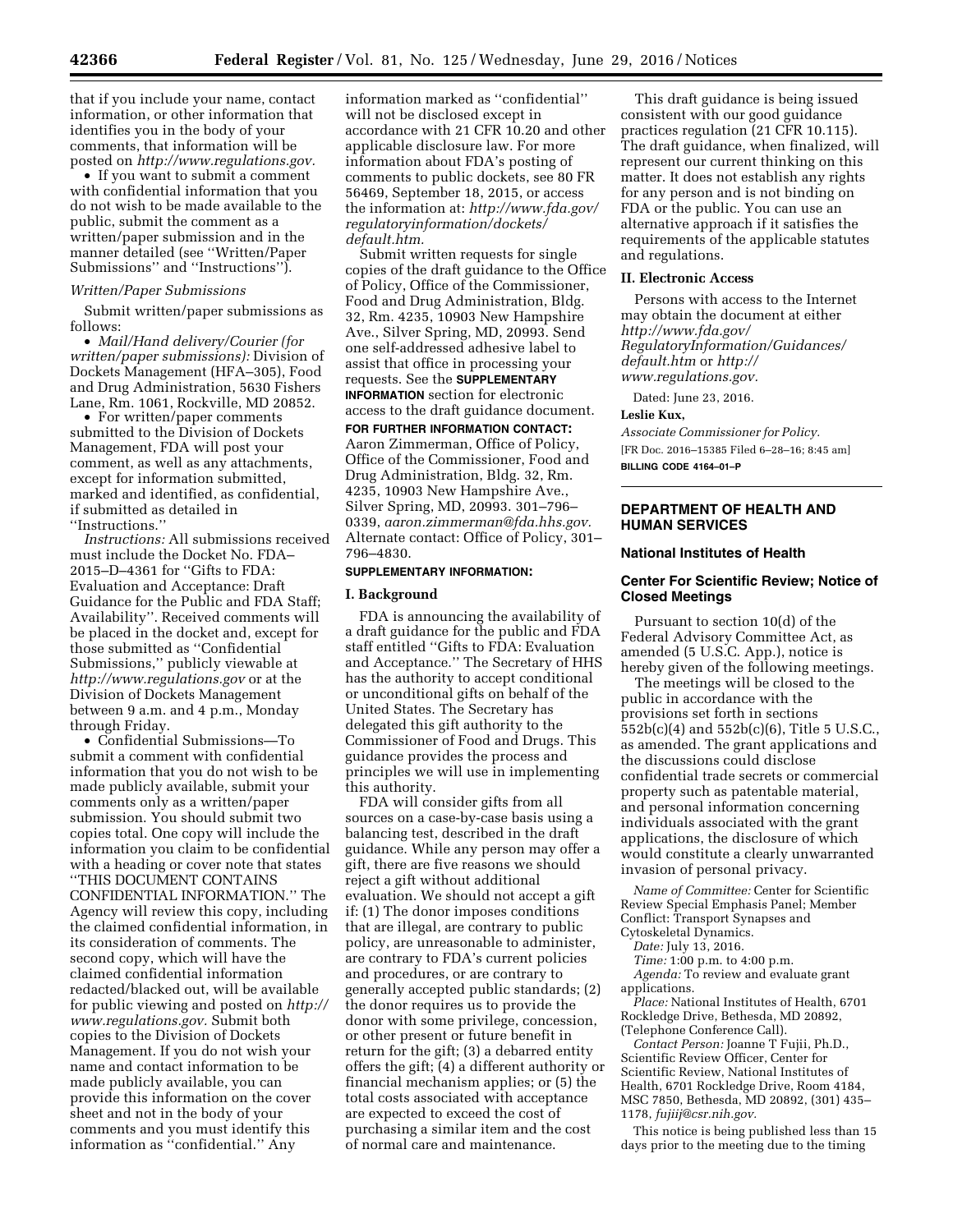that if you include your name, contact information, or other information that identifies you in the body of your comments, that information will be posted on *http://www.regulations.gov.*

- If you want to submit a comment with confidential information that you do not wish to be made available to the public, submit the comment as a written/paper submission and in the manner detailed (see ''Written/Paper Submissions'' and ''Instructions'').

*Written/Paper Submissions*

Submit written/paper submissions as follows:

- *Mail/Hand delivery/Courier (for written/paper submissions):* Division of Dockets Management (HFA–305), Food and Drug Administration, 5630 Fishers Lane, Rm. 1061, Rockville, MD 20852.
- For written/paper comments submitted to the Division of Dockets Management, FDA will post your comment, as well as any attachments, except for information submitted, marked and identified, as confidential, if submitted as detailed in ''Instructions.''

*Instructions:* All submissions received must include the Docket No. FDA–2015–D–4361 for ''Gifts to FDA: Evaluation and Acceptance: Draft Guidance for the Public and FDA Staff; Availability''. Received comments will be placed in the docket and, except for those submitted as ''Confidential Submissions,'' publicly viewable at *http://www.regulations.gov* or at the Division of Dockets Management between 9 a.m. and 4 p.m., Monday through Friday.

- Confidential Submissions—To submit a comment with confidential information that you do not wish to be made publicly available, submit your comments only as a written/paper submission. You should submit two copies total. One copy will include the information you claim to be confidential with a heading or cover note that states ''THIS DOCUMENT CONTAINS CONFIDENTIAL INFORMATION.'' The Agency will review this copy, including the claimed confidential information, in its consideration of comments. The second copy, which will have the claimed confidential information redacted/blacked out, will be available for public viewing and posted on *http://www.regulations.gov.* Submit both copies to the Division of Dockets Management. If you do not wish your name and contact information to be made publicly available, you can provide this information on the cover sheet and not in the body of your comments and you must identify this information as ''confidential.'' Any information marked as ''confidential'' will not be disclosed except in accordance with 21 CFR 10.20 and other applicable disclosure law. For more information about FDA's posting of comments to public dockets, see 80 FR 56469, September 18, 2015, or access the information at: *http://www.fda.gov/regulatoryinformation/dockets/default.htm.*

Submit written requests for single copies of the draft guidance to the Office of Policy, Office of the Commissioner, Food and Drug Administration, Bldg. 32, Rm. 4235, 10903 New Hampshire Ave., Silver Spring, MD, 20993. Send one self-addressed adhesive label to assist that office in processing your requests. See the **SUPPLEMENTARY INFORMATION** section for electronic access to the draft guidance document.

**FOR FURTHER INFORMATION CONTACT:** Aaron Zimmerman, Office of Policy, Office of the Commissioner, Food and Drug Administration, Bldg. 32, Rm. 4235, 10903 New Hampshire Ave., Silver Spring, MD, 20993. 301–796–0339, *aaron.zimmerman@fda.hhs.gov.* Alternate contact: Office of Policy, 301–796–4830.

**SUPPLEMENTARY INFORMATION:**

## I. Background

FDA is announcing the availability of a draft guidance for the public and FDA staff entitled ''Gifts to FDA: Evaluation and Acceptance.'' The Secretary of HHS has the authority to accept conditional or unconditional gifts on behalf of the United States. The Secretary has delegated this gift authority to the Commissioner of Food and Drugs. This guidance provides the process and principles we will use in implementing this authority.

FDA will consider gifts from all sources on a case-by-case basis using a balancing test, described in the draft guidance. While any person may offer a gift, there are five reasons we should reject a gift without additional evaluation. We should not accept a gift if: (1) The donor imposes conditions that are illegal, are contrary to public policy, are unreasonable to administer, are contrary to FDA's current policies and procedures, or are contrary to generally accepted public standards; (2) the donor requires us to provide the donor with some privilege, concession, or other present or future benefit in return for the gift; (3) a debarred entity offers the gift; (4) a different authority or financial mechanism applies; or (5) the total costs associated with acceptance are expected to exceed the cost of purchasing a similar item and the cost of normal care and maintenance.

This draft guidance is being issued consistent with our good guidance practices regulation (21 CFR 10.115). The draft guidance, when finalized, will represent our current thinking on this matter. It does not establish any rights for any person and is not binding on FDA or the public. You can use an alternative approach if it satisfies the requirements of the applicable statutes and regulations.

## II. Electronic Access

Persons with access to the Internet may obtain the document at either *http://www.fda.gov/RegulatoryInformation/Guidances/default.htm* or *http://www.regulations.gov.*

Dated: June 23, 2016.

**Leslie Kux,**

*Associate Commissioner for Policy.*

[FR Doc. 2016–15385 Filed 6–28–16; 8:45 am]

**BILLING CODE 4164–01–P**

---

# DEPARTMENT OF HEALTH AND HUMAN SERVICES

## National Institutes of Health

### Center For Scientific Review; Notice of Closed Meetings

Pursuant to section 10(d) of the Federal Advisory Committee Act, as amended (5 U.S.C. App.), notice is hereby given of the following meetings.

The meetings will be closed to the public in accordance with the provisions set forth in sections 552b(c)(4) and 552b(c)(6), Title 5 U.S.C., as amended. The grant applications and the discussions could disclose confidential trade secrets or commercial property such as patentable material, and personal information concerning individuals associated with the grant applications, the disclosure of which would constitute a clearly unwarranted invasion of personal privacy.

*Name of Committee:* Center for Scientific Review Special Emphasis Panel; Member Conflict: Transport Synapses and Cytoskeletal Dynamics.

*Date:* July 13, 2016.

*Time:* 1:00 p.m. to 4:00 p.m.

*Agenda:* To review and evaluate grant applications.

*Place:* National Institutes of Health, 6701 Rockledge Drive, Bethesda, MD 20892, (Telephone Conference Call).

*Contact Person:* Joanne T Fujii, Ph.D., Scientific Review Officer, Center for Scientific Review, National Institutes of Health, 6701 Rockledge Drive, Room 4184, MSC 7850, Bethesda, MD 20892, (301) 435–1178, *fujiij@csr.nih.gov.*

This notice is being published less than 15 days prior to the meeting due to the timing